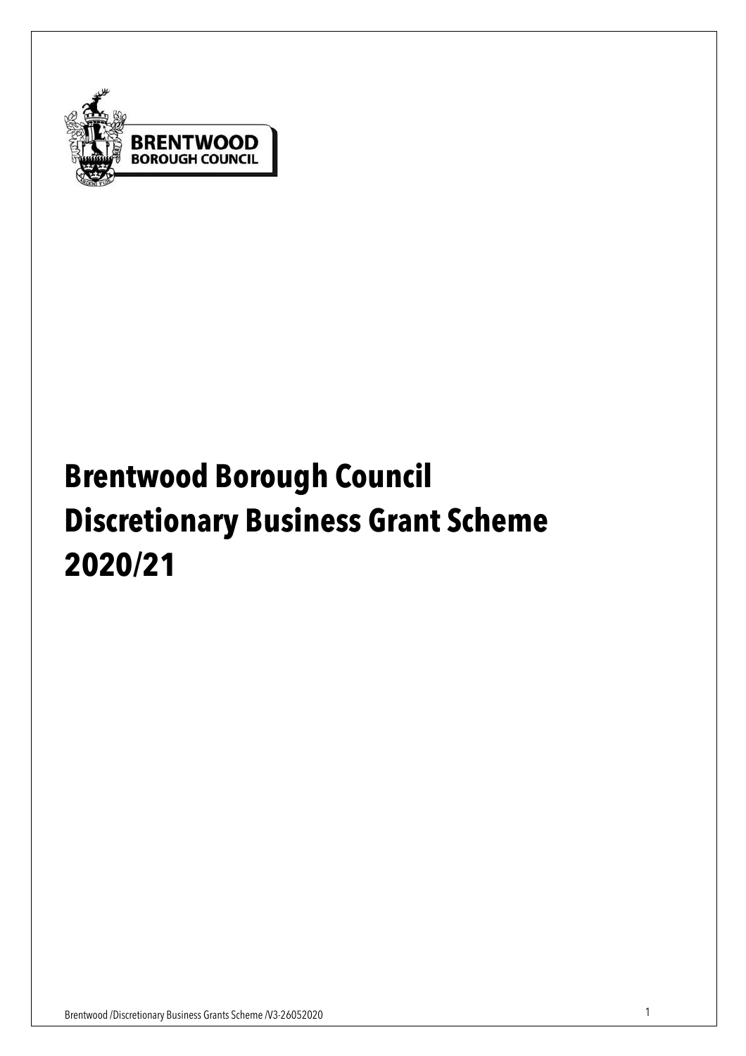# Brentwood Borough Council Discretionary Business Grant Scheme 2020/21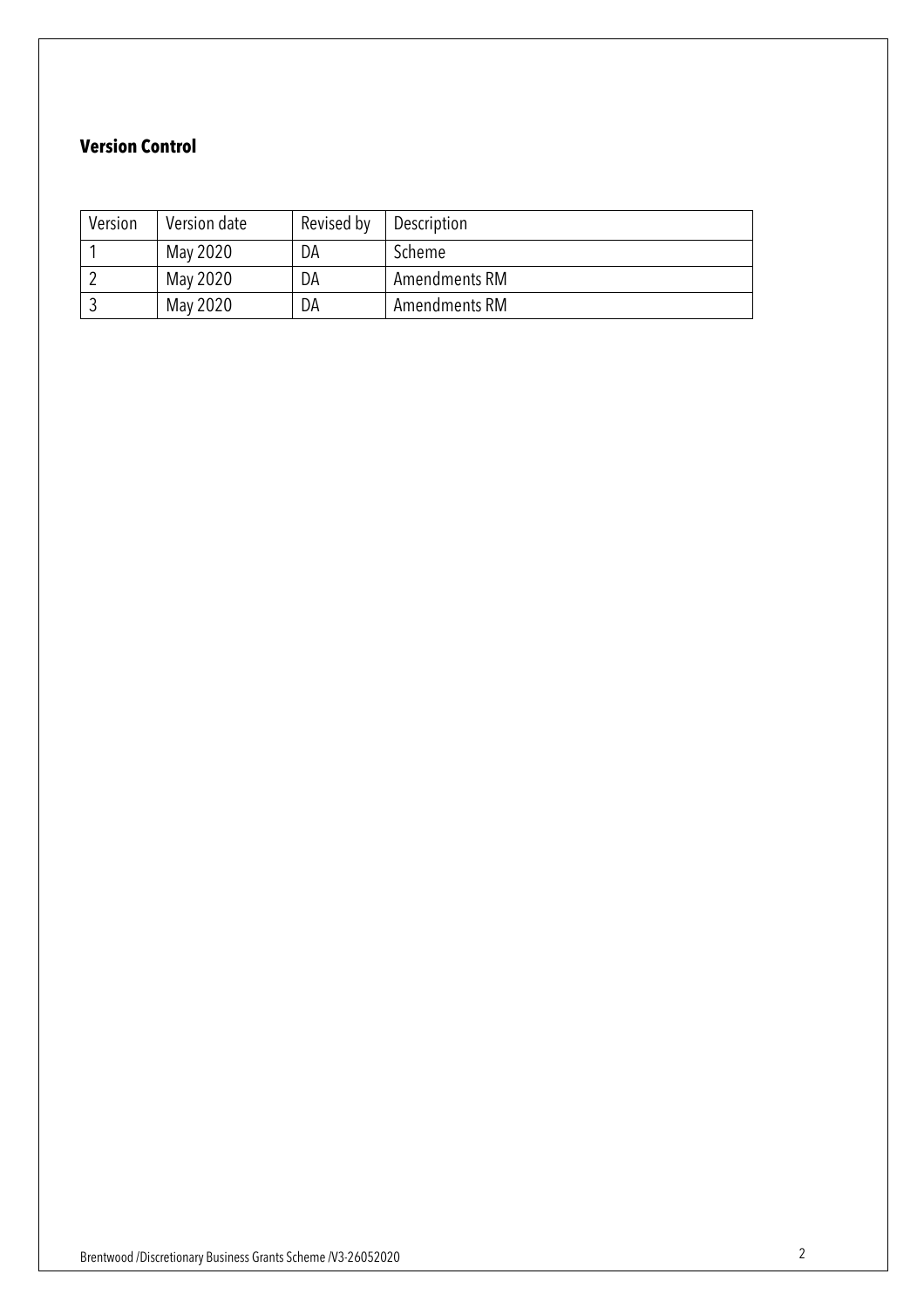## Version Control

| Version | Version date | Revised by | Description |
|---|---|---|---|
| 1 | May 2020 | DA | Scheme |
| 2 | May 2020 | DA | Amendments RM |
| 3 | May 2020 | DA | Amendments RM |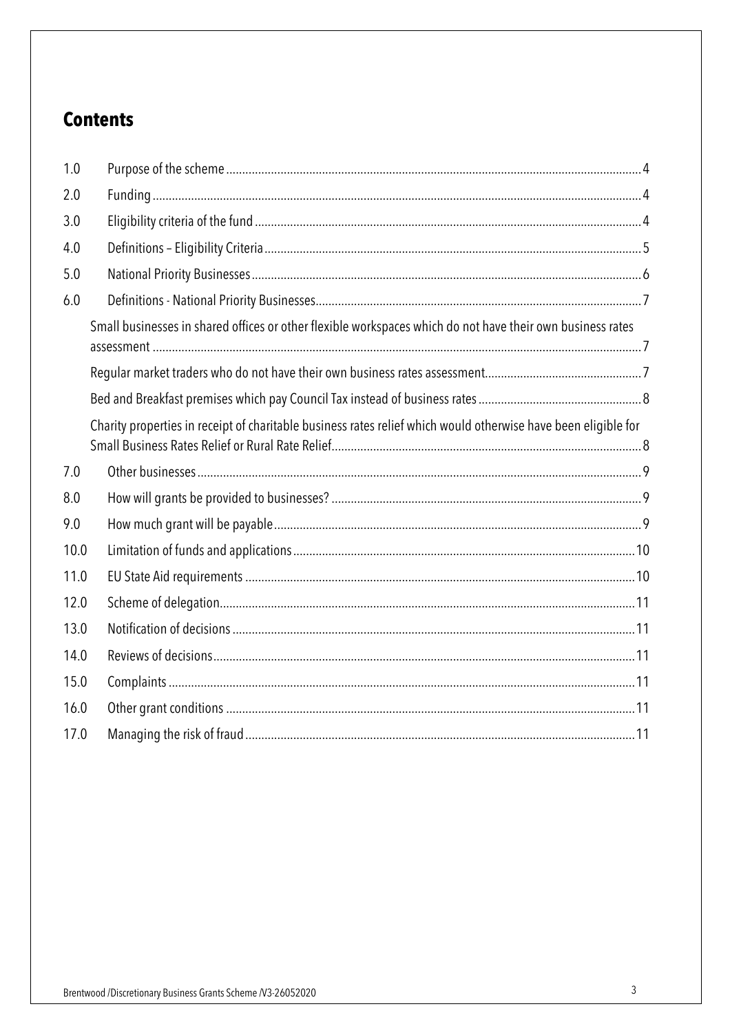# Contents

| | | |
|---|---|---|
| 1.0 | Purpose of the scheme | 4 |
| 2.0 | Funding | 4 |
| 3.0 | Eligibility criteria of the fund | 4 |
| 4.0 | Definitions – Eligibility Criteria | 5 |
| 5.0 | National Priority Businesses | 6 |
| 6.0 | Definitions - National Priority Businesses | 7 |
| | Small businesses in shared offices or other flexible workspaces which do not have their own business rates assessment | 7 |
| | Regular market traders who do not have their own business rates assessment | 7 |
| | Bed and Breakfast premises which pay Council Tax instead of business rates | 8 |
| | Charity properties in receipt of charitable business rates relief which would otherwise have been eligible for Small Business Rates Relief or Rural Rate Relief | 8 |
| 7.0 | Other businesses | 9 |
| 8.0 | How will grants be provided to businesses? | 9 |
| 9.0 | How much grant will be payable | 9 |
| 10.0 | Limitation of funds and applications | 10 |
| 11.0 | EU State Aid requirements | 10 |
| 12.0 | Scheme of delegation | 11 |
| 13.0 | Notification of decisions | 11 |
| 14.0 | Reviews of decisions | 11 |
| 15.0 | Complaints | 11 |
| 16.0 | Other grant conditions | 11 |
| 17.0 | Managing the risk of fraud | 11 |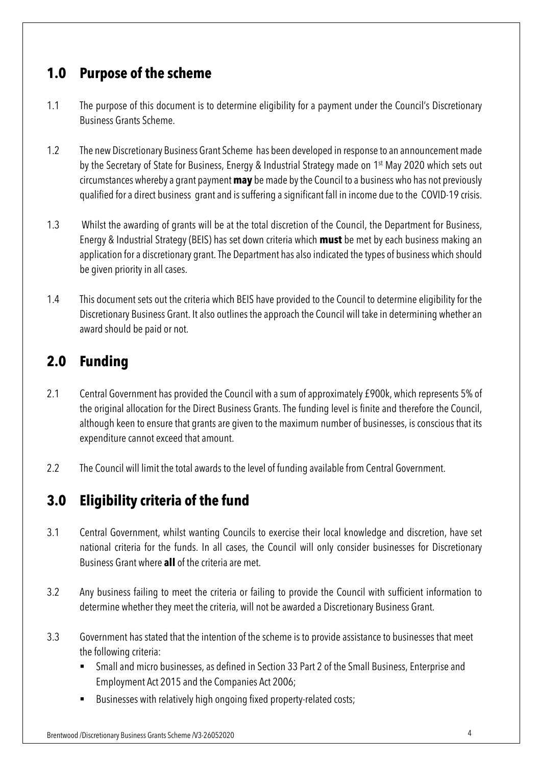## 1.0 Purpose of the scheme

1.1 The purpose of this document is to determine eligibility for a payment under the Council's Discretionary Business Grants Scheme.

1.2 The new Discretionary Business Grant Scheme has been developed in response to an announcement made by the Secretary of State for Business, Energy & Industrial Strategy made on 1st May 2020 which sets out circumstances whereby a grant payment **may** be made by the Council to a business who has not previously qualified for a direct business grant and is suffering a significant fall in income due to the COVID-19 crisis.

1.3 Whilst the awarding of grants will be at the total discretion of the Council, the Department for Business, Energy & Industrial Strategy (BEIS) has set down criteria which **must** be met by each business making an application for a discretionary grant. The Department has also indicated the types of business which should be given priority in all cases.

1.4 This document sets out the criteria which BEIS have provided to the Council to determine eligibility for the Discretionary Business Grant. It also outlines the approach the Council will take in determining whether an award should be paid or not.

## 2.0 Funding

2.1 Central Government has provided the Council with a sum of approximately £900k, which represents 5% of the original allocation for the Direct Business Grants. The funding level is finite and therefore the Council, although keen to ensure that grants are given to the maximum number of businesses, is conscious that its expenditure cannot exceed that amount.

2.2 The Council will limit the total awards to the level of funding available from Central Government.

## 3.0 Eligibility criteria of the fund

3.1 Central Government, whilst wanting Councils to exercise their local knowledge and discretion, have set national criteria for the funds. In all cases, the Council will only consider businesses for Discretionary Business Grant where **all** of the criteria are met.

3.2 Any business failing to meet the criteria or failing to provide the Council with sufficient information to determine whether they meet the criteria, will not be awarded a Discretionary Business Grant.

3.3 Government has stated that the intention of the scheme is to provide assistance to businesses that meet the following criteria:

- Small and micro businesses, as defined in Section 33 Part 2 of the Small Business, Enterprise and Employment Act 2015 and the Companies Act 2006;
- Businesses with relatively high ongoing fixed property-related costs;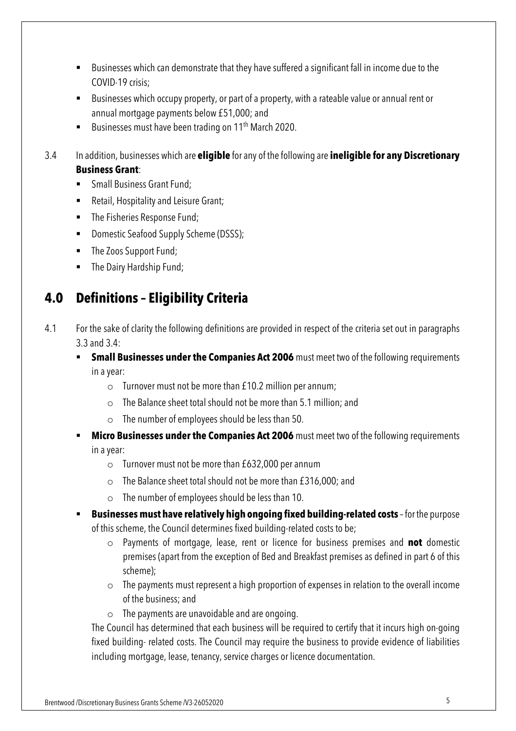- Businesses which can demonstrate that they have suffered a significant fall in income due to the COVID-19 crisis;
- Businesses which occupy property, or part of a property, with a rateable value or annual rent or annual mortgage payments below £51,000; and
- Businesses must have been trading on 11th March 2020.

3.4 In addition, businesses which are **eligible** for any of the following are **ineligible for any Discretionary Business Grant**:

- Small Business Grant Fund;
- Retail, Hospitality and Leisure Grant;
- The Fisheries Response Fund;
- Domestic Seafood Supply Scheme (DSSS);
- The Zoos Support Fund;
- The Dairy Hardship Fund;

## 4.0 Definitions – Eligibility Criteria

4.1 For the sake of clarity the following definitions are provided in respect of the criteria set out in paragraphs 3.3 and 3.4:

- **Small Businesses under the Companies Act 2006** must meet two of the following requirements in a year:
  - Turnover must not be more than £10.2 million per annum;
  - The Balance sheet total should not be more than 5.1 million; and
  - The number of employees should be less than 50.
- **Micro Businesses under the Companies Act 2006** must meet two of the following requirements in a year:
  - Turnover must not be more than £632,000 per annum
  - The Balance sheet total should not be more than £316,000; and
  - The number of employees should be less than 10.
- **Businesses must have relatively high ongoing fixed building-related costs** – for the purpose of this scheme, the Council determines fixed building-related costs to be;
  - Payments of mortgage, lease, rent or licence for business premises and **not** domestic premises (apart from the exception of Bed and Breakfast premises as defined in part 6 of this scheme);
  - The payments must represent a high proportion of expenses in relation to the overall income of the business; and
  - The payments are unavoidable and are ongoing.

  The Council has determined that each business will be required to certify that it incurs high on-going fixed building- related costs. The Council may require the business to provide evidence of liabilities including mortgage, lease, tenancy, service charges or licence documentation.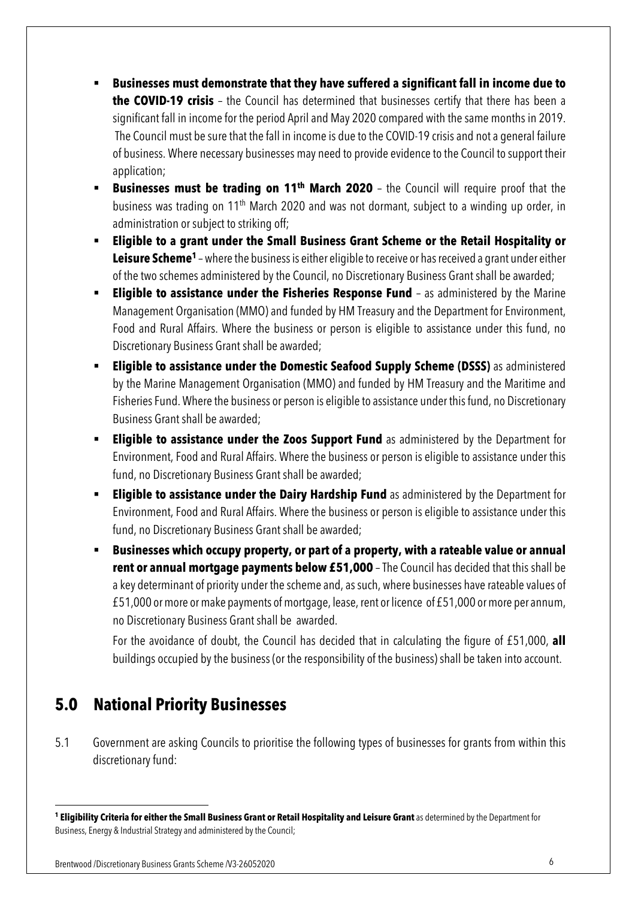- **Businesses must demonstrate that they have suffered a significant fall in income due to the COVID-19 crisis** – the Council has determined that businesses certify that there has been a significant fall in income for the period April and May 2020 compared with the same months in 2019. The Council must be sure that the fall in income is due to the COVID-19 crisis and not a general failure of business. Where necessary businesses may need to provide evidence to the Council to support their application;
- **Businesses must be trading on 11th March 2020** – the Council will require proof that the business was trading on 11th March 2020 and was not dormant, subject to a winding up order, in administration or subject to striking off;
- **Eligible to a grant under the Small Business Grant Scheme or the Retail Hospitality or Leisure Scheme[1]** – where the business is either eligible to receive or has received a grant under either of the two schemes administered by the Council, no Discretionary Business Grant shall be awarded;
- **Eligible to assistance under the Fisheries Response Fund** – as administered by the Marine Management Organisation (MMO) and funded by HM Treasury and the Department for Environment, Food and Rural Affairs. Where the business or person is eligible to assistance under this fund, no Discretionary Business Grant shall be awarded;
- **Eligible to assistance under the Domestic Seafood Supply Scheme (DSSS)** as administered by the Marine Management Organisation (MMO) and funded by HM Treasury and the Maritime and Fisheries Fund. Where the business or person is eligible to assistance under this fund, no Discretionary Business Grant shall be awarded;
- **Eligible to assistance under the Zoos Support Fund** as administered by the Department for Environment, Food and Rural Affairs. Where the business or person is eligible to assistance under this fund, no Discretionary Business Grant shall be awarded;
- **Eligible to assistance under the Dairy Hardship Fund** as administered by the Department for Environment, Food and Rural Affairs. Where the business or person is eligible to assistance under this fund, no Discretionary Business Grant shall be awarded;
- **Businesses which occupy property, or part of a property, with a rateable value or annual rent or annual mortgage payments below £51,000** – The Council has decided that this shall be a key determinant of priority under the scheme and, as such, where businesses have rateable values of £51,000 or more or make payments of mortgage, lease, rent or licence of £51,000 or more per annum, no Discretionary Business Grant shall be awarded.

  For the avoidance of doubt, the Council has decided that in calculating the figure of £51,000, **all** buildings occupied by the business (or the responsibility of the business) shall be taken into account.

## 5.0 National Priority Businesses

5.1 Government are asking Councils to prioritise the following types of businesses for grants from within this discretionary fund:

---

[1] **Eligibility Criteria for either the Small Business Grant or Retail Hospitality and Leisure Grant** as determined by the Department for Business, Energy & Industrial Strategy and administered by the Council;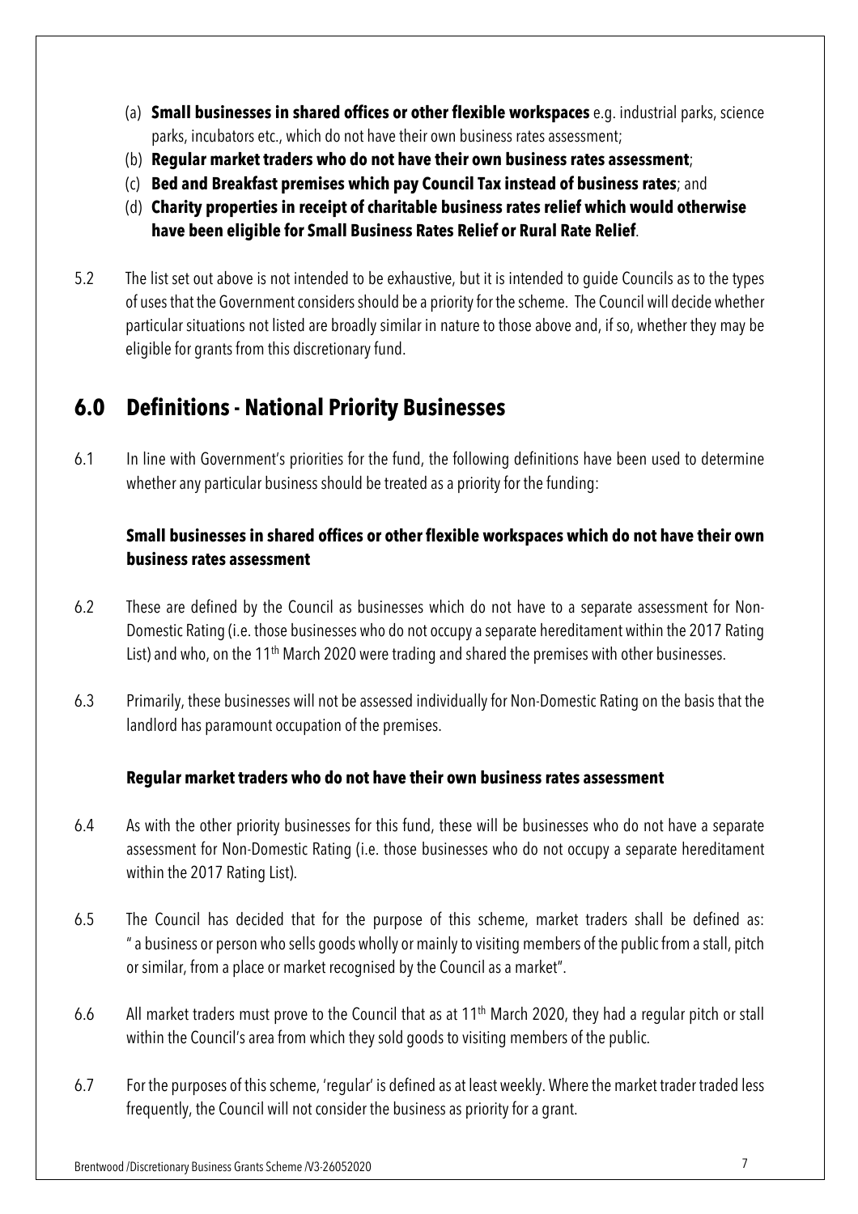(a) **Small businesses in shared offices or other flexible workspaces** e.g. industrial parks, science parks, incubators etc., which do not have their own business rates assessment;
(b) **Regular market traders who do not have their own business rates assessment**;
(c) **Bed and Breakfast premises which pay Council Tax instead of business rates**; and
(d) **Charity properties in receipt of charitable business rates relief which would otherwise have been eligible for Small Business Rates Relief or Rural Rate Relief**.

5.2 The list set out above is not intended to be exhaustive, but it is intended to guide Councils as to the types of uses that the Government considers should be a priority for the scheme. The Council will decide whether particular situations not listed are broadly similar in nature to those above and, if so, whether they may be eligible for grants from this discretionary fund.

## 6.0 Definitions - National Priority Businesses

6.1 In line with Government's priorities for the fund, the following definitions have been used to determine whether any particular business should be treated as a priority for the funding:

### Small businesses in shared offices or other flexible workspaces which do not have their own business rates assessment

6.2 These are defined by the Council as businesses which do not have to a separate assessment for Non-Domestic Rating (i.e. those businesses who do not occupy a separate hereditament within the 2017 Rating List) and who, on the 11th March 2020 were trading and shared the premises with other businesses.

6.3 Primarily, these businesses will not be assessed individually for Non-Domestic Rating on the basis that the landlord has paramount occupation of the premises.

### Regular market traders who do not have their own business rates assessment

6.4 As with the other priority businesses for this fund, these will be businesses who do not have a separate assessment for Non-Domestic Rating (i.e. those businesses who do not occupy a separate hereditament within the 2017 Rating List).

6.5 The Council has decided that for the purpose of this scheme, market traders shall be defined as: " a business or person who sells goods wholly or mainly to visiting members of the public from a stall, pitch or similar, from a place or market recognised by the Council as a market".

6.6 All market traders must prove to the Council that as at 11th March 2020, they had a regular pitch or stall within the Council's area from which they sold goods to visiting members of the public.

6.7 For the purposes of this scheme, 'regular' is defined as at least weekly. Where the market trader traded less frequently, the Council will not consider the business as priority for a grant.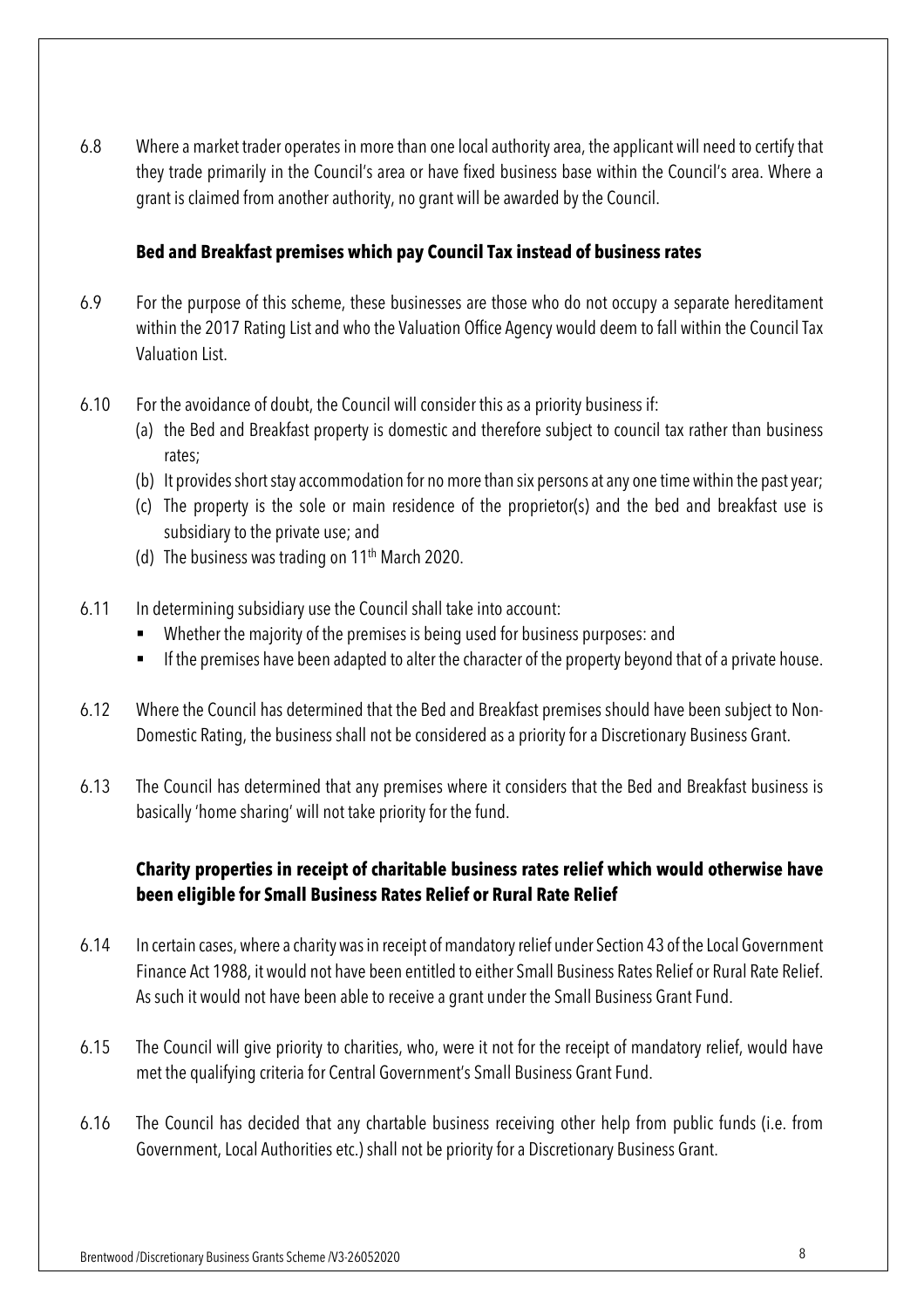6.8 Where a market trader operates in more than one local authority area, the applicant will need to certify that they trade primarily in the Council's area or have fixed business base within the Council's area. Where a grant is claimed from another authority, no grant will be awarded by the Council.

### Bed and Breakfast premises which pay Council Tax instead of business rates

6.9 For the purpose of this scheme, these businesses are those who do not occupy a separate hereditament within the 2017 Rating List and who the Valuation Office Agency would deem to fall within the Council Tax Valuation List.

6.10 For the avoidance of doubt, the Council will consider this as a priority business if:

(a) the Bed and Breakfast property is domestic and therefore subject to council tax rather than business rates;
(b) It provides short stay accommodation for no more than six persons at any one time within the past year;
(c) The property is the sole or main residence of the proprietor(s) and the bed and breakfast use is subsidiary to the private use; and
(d) The business was trading on 11th March 2020.

6.11 In determining subsidiary use the Council shall take into account:

- Whether the majority of the premises is being used for business purposes: and
- If the premises have been adapted to alter the character of the property beyond that of a private house.

6.12 Where the Council has determined that the Bed and Breakfast premises should have been subject to Non-Domestic Rating, the business shall not be considered as a priority for a Discretionary Business Grant.

6.13 The Council has determined that any premises where it considers that the Bed and Breakfast business is basically 'home sharing' will not take priority for the fund.

### Charity properties in receipt of charitable business rates relief which would otherwise have been eligible for Small Business Rates Relief or Rural Rate Relief

6.14 In certain cases, where a charity was in receipt of mandatory relief under Section 43 of the Local Government Finance Act 1988, it would not have been entitled to either Small Business Rates Relief or Rural Rate Relief. As such it would not have been able to receive a grant under the Small Business Grant Fund.

6.15 The Council will give priority to charities, who, were it not for the receipt of mandatory relief, would have met the qualifying criteria for Central Government's Small Business Grant Fund.

6.16 The Council has decided that any chartable business receiving other help from public funds (i.e. from Government, Local Authorities etc.) shall not be priority for a Discretionary Business Grant.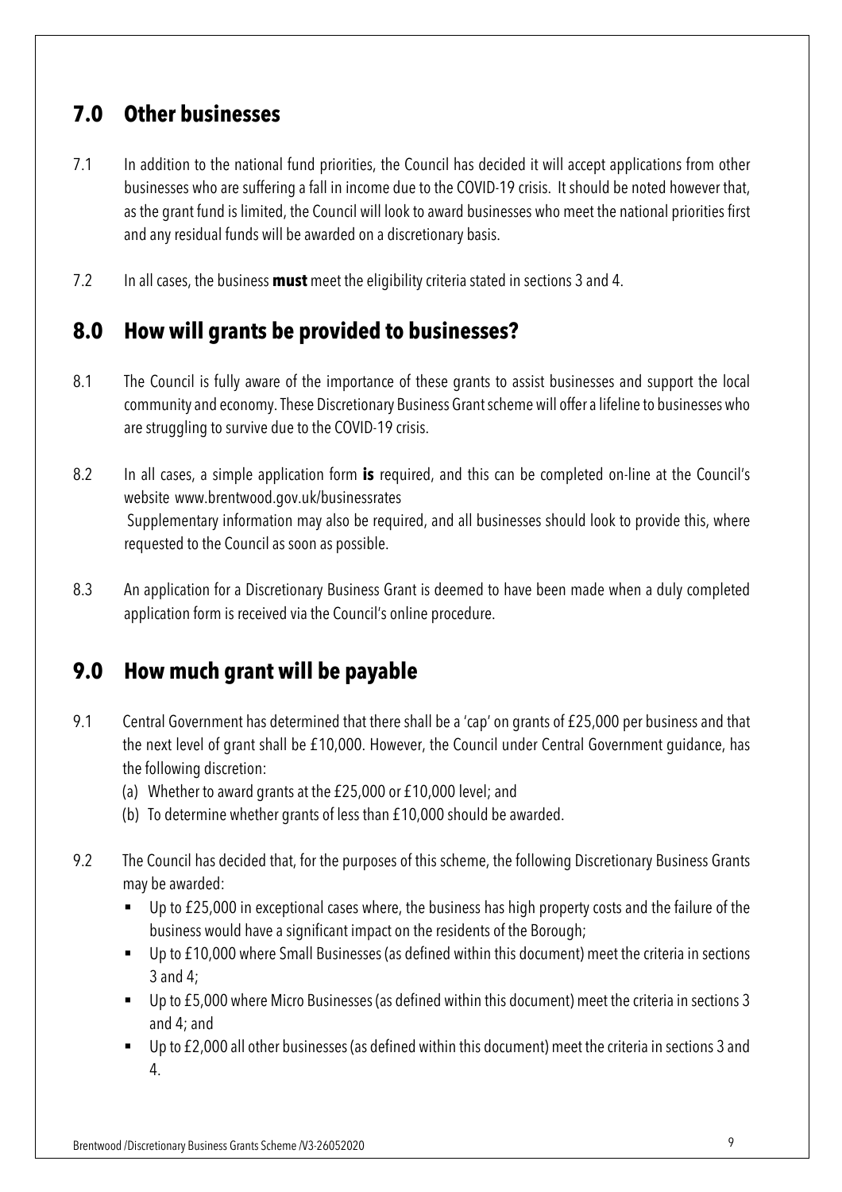## 7.0 Other businesses

7.1 In addition to the national fund priorities, the Council has decided it will accept applications from other businesses who are suffering a fall in income due to the COVID-19 crisis. It should be noted however that, as the grant fund is limited, the Council will look to award businesses who meet the national priorities first and any residual funds will be awarded on a discretionary basis.

7.2 In all cases, the business **must** meet the eligibility criteria stated in sections 3 and 4.

## 8.0 How will grants be provided to businesses?

8.1 The Council is fully aware of the importance of these grants to assist businesses and support the local community and economy. These Discretionary Business Grant scheme will offer a lifeline to businesses who are struggling to survive due to the COVID-19 crisis.

8.2 In all cases, a simple application form **is** required, and this can be completed on-line at the Council's website www.brentwood.gov.uk/businessrates
Supplementary information may also be required, and all businesses should look to provide this, where requested to the Council as soon as possible.

8.3 An application for a Discretionary Business Grant is deemed to have been made when a duly completed application form is received via the Council's online procedure.

## 9.0 How much grant will be payable

9.1 Central Government has determined that there shall be a 'cap' on grants of £25,000 per business and that the next level of grant shall be £10,000. However, the Council under Central Government guidance, has the following discretion:

(a) Whether to award grants at the £25,000 or £10,000 level; and
(b) To determine whether grants of less than £10,000 should be awarded.

9.2 The Council has decided that, for the purposes of this scheme, the following Discretionary Business Grants may be awarded:

- Up to £25,000 in exceptional cases where, the business has high property costs and the failure of the business would have a significant impact on the residents of the Borough;
- Up to £10,000 where Small Businesses (as defined within this document) meet the criteria in sections 3 and 4;
- Up to £5,000 where Micro Businesses (as defined within this document) meet the criteria in sections 3 and 4; and
- Up to £2,000 all other businesses (as defined within this document) meet the criteria in sections 3 and 4.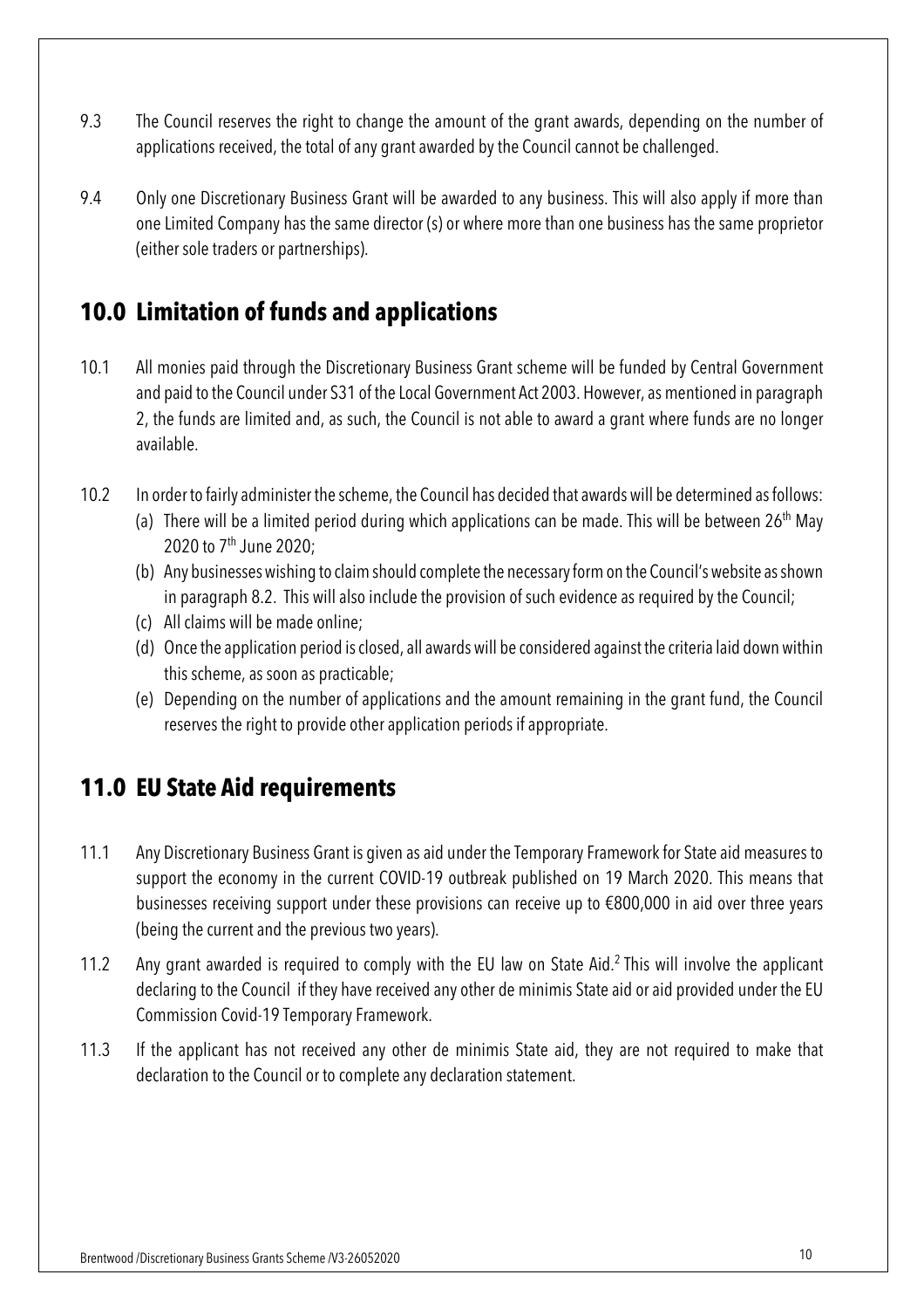9.3 The Council reserves the right to change the amount of the grant awards, depending on the number of applications received, the total of any grant awarded by the Council cannot be challenged.

9.4 Only one Discretionary Business Grant will be awarded to any business. This will also apply if more than one Limited Company has the same director (s) or where more than one business has the same proprietor (either sole traders or partnerships).

## 10.0 Limitation of funds and applications

10.1 All monies paid through the Discretionary Business Grant scheme will be funded by Central Government and paid to the Council under S31 of the Local Government Act 2003. However, as mentioned in paragraph 2, the funds are limited and, as such, the Council is not able to award a grant where funds are no longer available.

10.2 In order to fairly administer the scheme, the Council has decided that awards will be determined as follows:

(a) There will be a limited period during which applications can be made. This will be between 26th May 2020 to 7th June 2020;

(b) Any businesses wishing to claim should complete the necessary form on the Council's website as shown in paragraph 8.2. This will also include the provision of such evidence as required by the Council;

(c) All claims will be made online;

(d) Once the application period is closed, all awards will be considered against the criteria laid down within this scheme, as soon as practicable;

(e) Depending on the number of applications and the amount remaining in the grant fund, the Council reserves the right to provide other application periods if appropriate.

## 11.0 EU State Aid requirements

11.1 Any Discretionary Business Grant is given as aid under the Temporary Framework for State aid measures to support the economy in the current COVID-19 outbreak published on 19 March 2020. This means that businesses receiving support under these provisions can receive up to €800,000 in aid over three years (being the current and the previous two years).

11.2 Any grant awarded is required to comply with the EU law on State Aid.[2] This will involve the applicant declaring to the Council if they have received any other de minimis State aid or aid provided under the EU Commission Covid-19 Temporary Framework.

11.3 If the applicant has not received any other de minimis State aid, they are not required to make that declaration to the Council or to complete any declaration statement.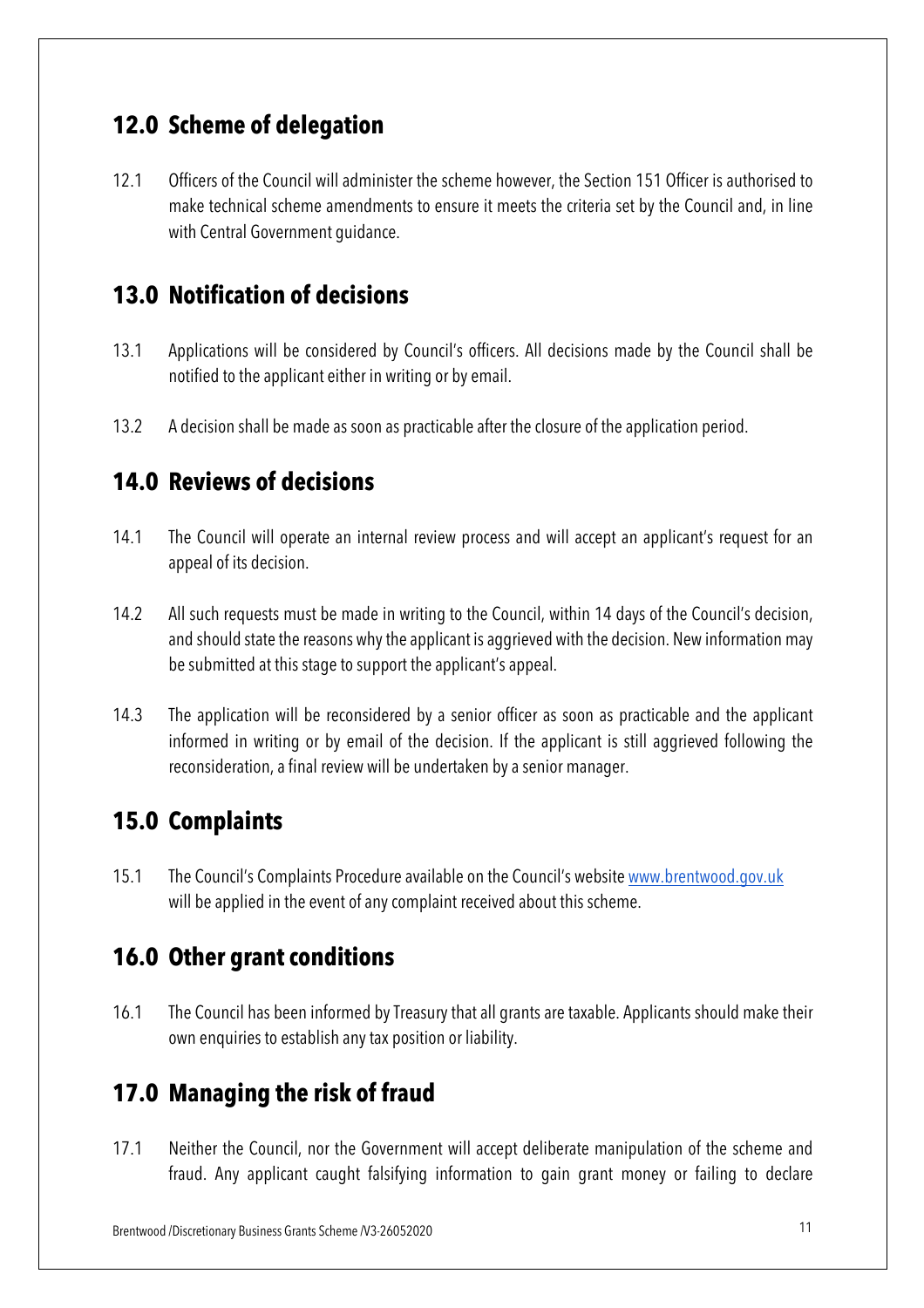## 12.0 Scheme of delegation

12.1 Officers of the Council will administer the scheme however, the Section 151 Officer is authorised to make technical scheme amendments to ensure it meets the criteria set by the Council and, in line with Central Government guidance.

## 13.0 Notification of decisions

13.1 Applications will be considered by Council's officers. All decisions made by the Council shall be notified to the applicant either in writing or by email.

13.2 A decision shall be made as soon as practicable after the closure of the application period.

## 14.0 Reviews of decisions

14.1 The Council will operate an internal review process and will accept an applicant's request for an appeal of its decision.

14.2 All such requests must be made in writing to the Council, within 14 days of the Council's decision, and should state the reasons why the applicant is aggrieved with the decision. New information may be submitted at this stage to support the applicant's appeal.

14.3 The application will be reconsidered by a senior officer as soon as practicable and the applicant informed in writing or by email of the decision. If the applicant is still aggrieved following the reconsideration, a final review will be undertaken by a senior manager.

## 15.0 Complaints

15.1 The Council's Complaints Procedure available on the Council's website [www.brentwood.gov.uk](http://www.brentwood.gov.uk) will be applied in the event of any complaint received about this scheme.

## 16.0 Other grant conditions

16.1 The Council has been informed by Treasury that all grants are taxable. Applicants should make their own enquiries to establish any tax position or liability.

## 17.0 Managing the risk of fraud

17.1 Neither the Council, nor the Government will accept deliberate manipulation of the scheme and fraud. Any applicant caught falsifying information to gain grant money or failing to declare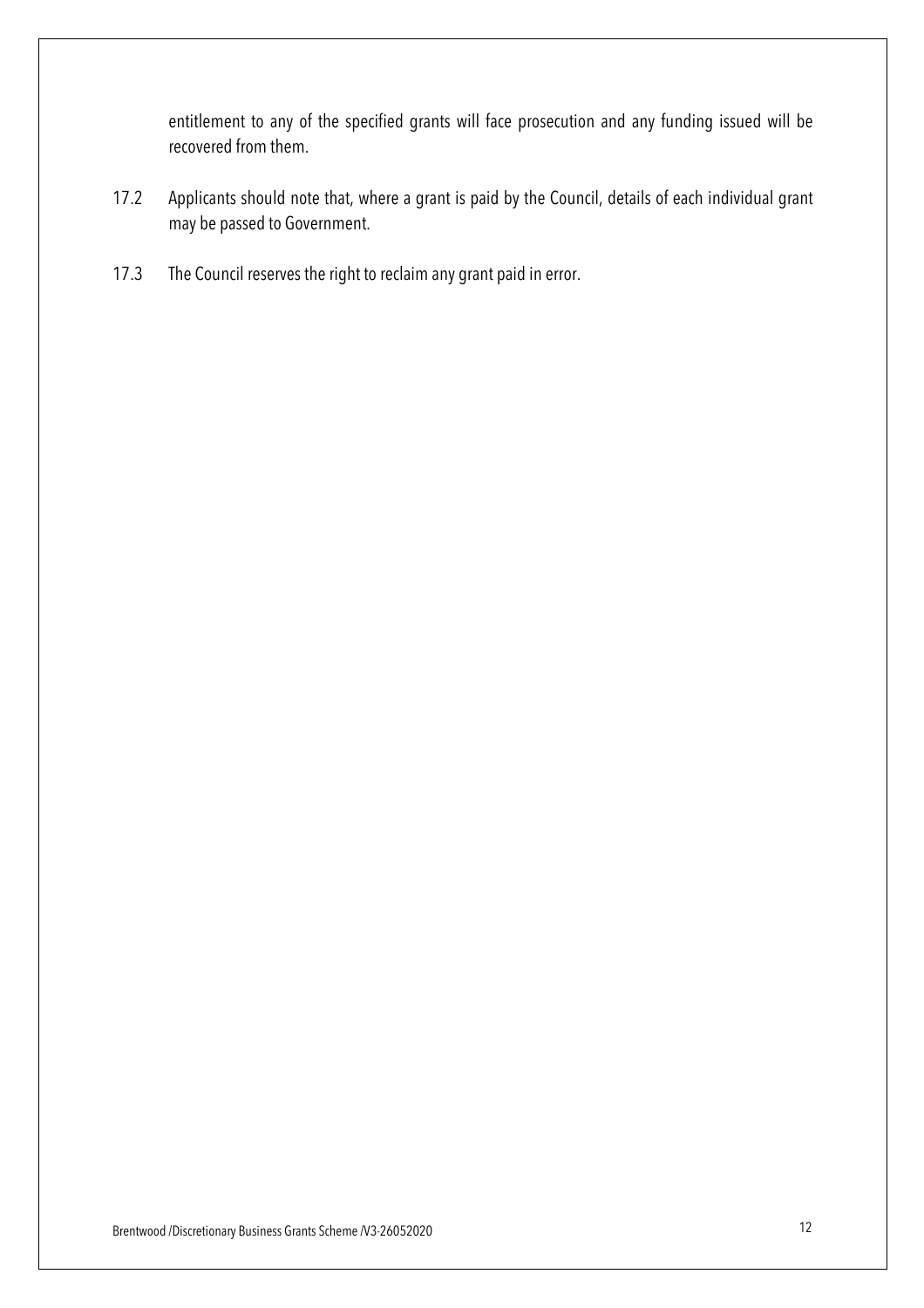entitlement to any of the specified grants will face prosecution and any funding issued will be recovered from them.

17.2 Applicants should note that, where a grant is paid by the Council, details of each individual grant may be passed to Government.

17.3 The Council reserves the right to reclaim any grant paid in error.